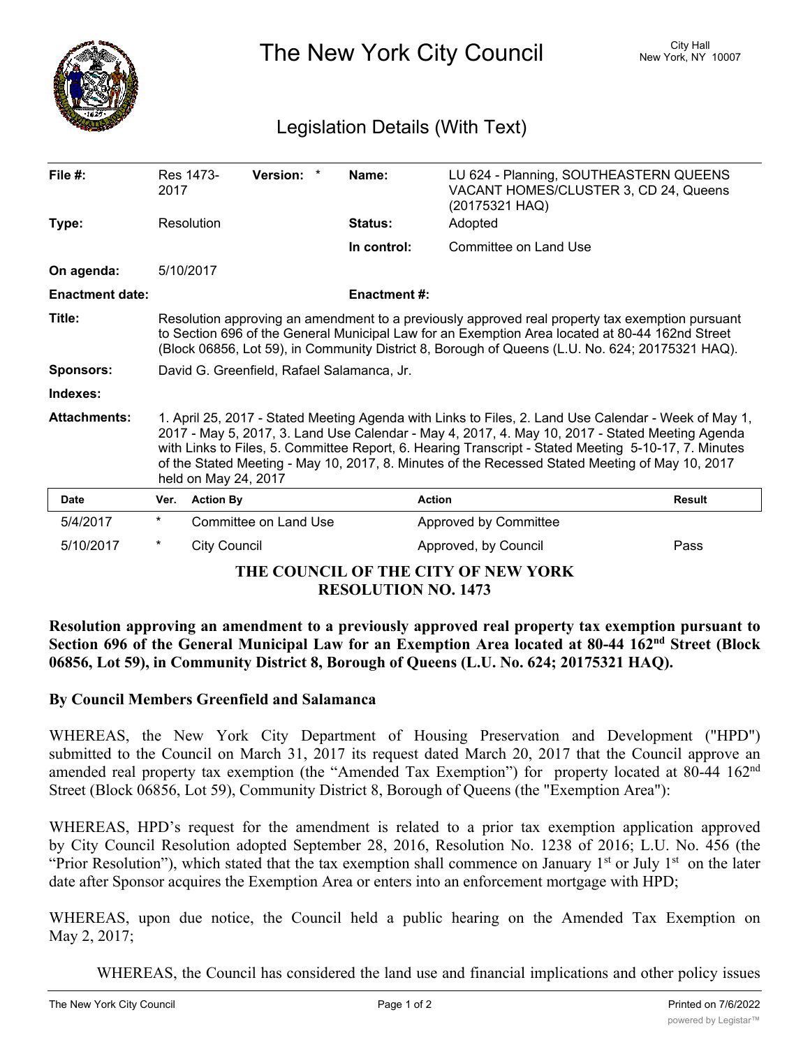# The New York City Council

City Hall
New York, NY 10007

## Legislation Details (With Text)

| | | | |
|---|---|---|---|
| **File #:** | Res 1473-2017 **Version:** * | **Name:** | LU 624 - Planning, SOUTHEASTERN QUEENS VACANT HOMES/CLUSTER 3, CD 24, Queens (20175321 HAQ) |
| **Type:** | Resolution | **Status:** | Adopted |
| | | **In control:** | Committee on Land Use |
| **On agenda:** | 5/10/2017 | | |
| **Enactment date:** | | **Enactment #:** | |

**Title:** Resolution approving an amendment to a previously approved real property tax exemption pursuant to Section 696 of the General Municipal Law for an Exemption Area located at 80-44 162nd Street (Block 06856, Lot 59), in Community District 8, Borough of Queens (L.U. No. 624; 20175321 HAQ).

**Sponsors:** David G. Greenfield, Rafael Salamanca, Jr.

**Indexes:**

**Attachments:** 1. April 25, 2017 - Stated Meeting Agenda with Links to Files, 2. Land Use Calendar - Week of May 1, 2017 - May 5, 2017, 3. Land Use Calendar - May 4, 2017, 4. May 10, 2017 - Stated Meeting Agenda with Links to Files, 5. Committee Report, 6. Hearing Transcript - Stated Meeting 5-10-17, 7. Minutes of the Stated Meeting - May 10, 2017, 8. Minutes of the Recessed Stated Meeting of May 10, 2017 held on May 24, 2017

| Date | Ver. | Action By | Action | Result |
|---|---|---|---|---|
| 5/4/2017 | * | Committee on Land Use | Approved by Committee | |
| 5/10/2017 | * | City Council | Approved, by Council | Pass |

**THE COUNCIL OF THE CITY OF NEW YORK**
**RESOLUTION NO. 1473**

**Resolution approving an amendment to a previously approved real property tax exemption pursuant to Section 696 of the General Municipal Law for an Exemption Area located at 80-44 162nd Street (Block 06856, Lot 59), in Community District 8, Borough of Queens (L.U. No. 624; 20175321 HAQ).**

**By Council Members Greenfield and Salamanca**

WHEREAS, the New York City Department of Housing Preservation and Development ("HPD") submitted to the Council on March 31, 2017 its request dated March 20, 2017 that the Council approve an amended real property tax exemption (the "Amended Tax Exemption") for property located at 80-44 162nd Street (Block 06856, Lot 59), Community District 8, Borough of Queens (the "Exemption Area"):

WHEREAS, HPD's request for the amendment is related to a prior tax exemption application approved by City Council Resolution adopted September 28, 2016, Resolution No. 1238 of 2016; L.U. No. 456 (the "Prior Resolution"), which stated that the tax exemption shall commence on January 1st or July 1st on the later date after Sponsor acquires the Exemption Area or enters into an enforcement mortgage with HPD;

WHEREAS, upon due notice, the Council held a public hearing on the Amended Tax Exemption on May 2, 2017;

WHEREAS, the Council has considered the land use and financial implications and other policy issues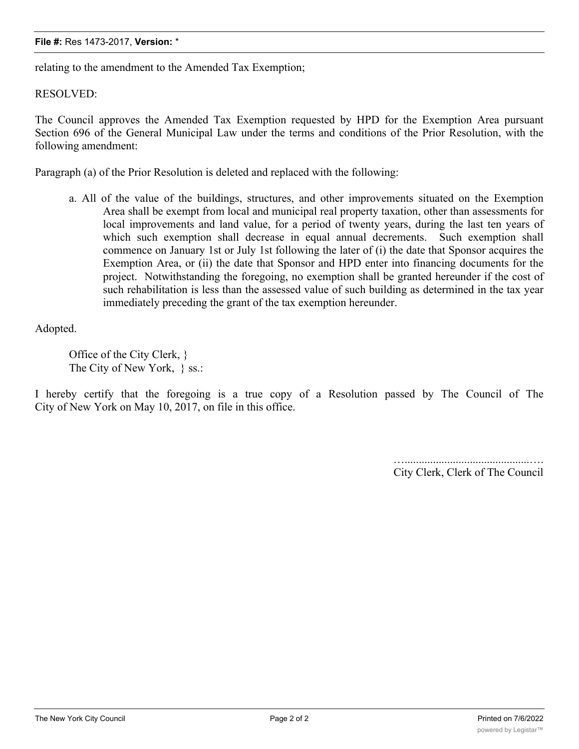relating to the amendment to the Amended Tax Exemption;

RESOLVED:

The Council approves the Amended Tax Exemption requested by HPD for the Exemption Area pursuant Section 696 of the General Municipal Law under the terms and conditions of the Prior Resolution, with the following amendment:

Paragraph (a) of the Prior Resolution is deleted and replaced with the following:

a. All of the value of the buildings, structures, and other improvements situated on the Exemption Area shall be exempt from local and municipal real property taxation, other than assessments for local improvements and land value, for a period of twenty years, during the last ten years of which such exemption shall decrease in equal annual decrements. Such exemption shall commence on January 1st or July 1st following the later of (i) the date that Sponsor acquires the Exemption Area, or (ii) the date that Sponsor and HPD enter into financing documents for the project. Notwithstanding the foregoing, no exemption shall be granted hereunder if the cost of such rehabilitation is less than the assessed value of such building as determined in the tax year immediately preceding the grant of the tax exemption hereunder.

Adopted.

Office of the City Clerk, }
The City of New York, } ss.:

I hereby certify that the foregoing is a true copy of a Resolution passed by The Council of The City of New York on May 10, 2017, on file in this office.

…..........................................….
City Clerk, Clerk of The Council